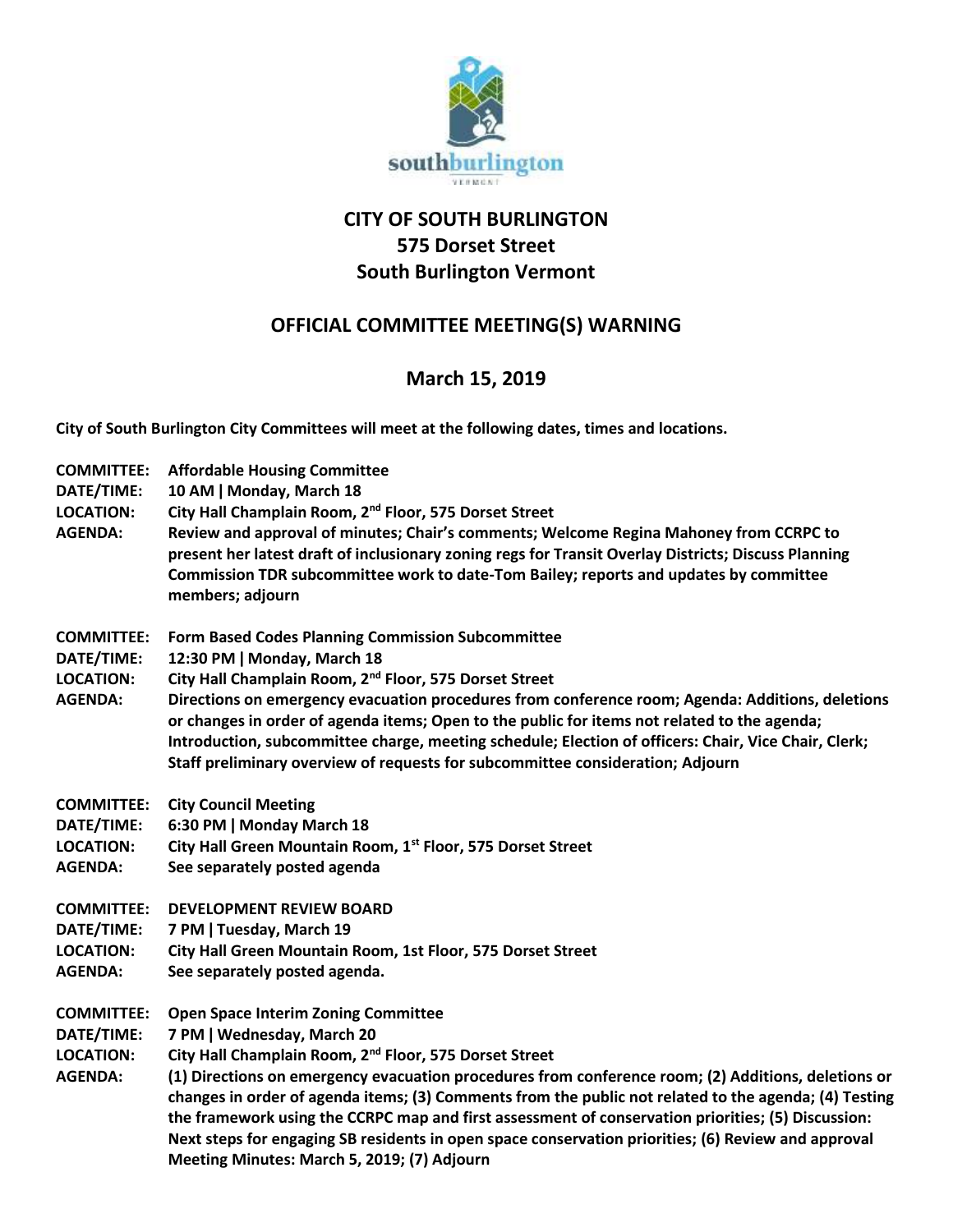southburlington
VERMONT

# CITY OF SOUTH BURLINGTON
## 575 Dorset Street
## South Burlington Vermont

## OFFICIAL COMMITTEE MEETING(S) WARNING

## March 15, 2019

**City of South Burlington City Committees will meet at the following dates, times and locations.**

**COMMITTEE:** **Affordable Housing Committee**
**DATE/TIME:** **10 AM | Monday, March 18**
**LOCATION:** **City Hall Champlain Room, 2nd Floor, 575 Dorset Street**
**AGENDA:** **Review and approval of minutes; Chair's comments; Welcome Regina Mahoney from CCRPC to present her latest draft of inclusionary zoning regs for Transit Overlay Districts; Discuss Planning Commission TDR subcommittee work to date-Tom Bailey; reports and updates by committee members; adjourn**

**COMMITTEE:** **Form Based Codes Planning Commission Subcommittee**
**DATE/TIME:** **12:30 PM | Monday, March 18**
**LOCATION:** **City Hall Champlain Room, 2nd Floor, 575 Dorset Street**
**AGENDA:** **Directions on emergency evacuation procedures from conference room; Agenda: Additions, deletions or changes in order of agenda items; Open to the public for items not related to the agenda; Introduction, subcommittee charge, meeting schedule; Election of officers: Chair, Vice Chair, Clerk; Staff preliminary overview of requests for subcommittee consideration; Adjourn**

**COMMITTEE:** **City Council Meeting**
**DATE/TIME:** **6:30 PM | Monday March 18**
**LOCATION:** **City Hall Green Mountain Room, 1st Floor, 575 Dorset Street**
**AGENDA:** **See separately posted agenda**

**COMMITTEE:** **DEVELOPMENT REVIEW BOARD**
**DATE/TIME:** **7 PM | Tuesday, March 19**
**LOCATION:** **City Hall Green Mountain Room, 1st Floor, 575 Dorset Street**
**AGENDA:** **See separately posted agenda.**

**COMMITTEE:** **Open Space Interim Zoning Committee**
**DATE/TIME:** **7 PM | Wednesday, March 20**
**LOCATION:** **City Hall Champlain Room, 2nd Floor, 575 Dorset Street**
**AGENDA:** **(1) Directions on emergency evacuation procedures from conference room; (2) Additions, deletions or changes in order of agenda items; (3) Comments from the public not related to the agenda; (4) Testing the framework using the CCRPC map and first assessment of conservation priorities; (5) Discussion: Next steps for engaging SB residents in open space conservation priorities; (6) Review and approval Meeting Minutes: March 5, 2019; (7) Adjourn**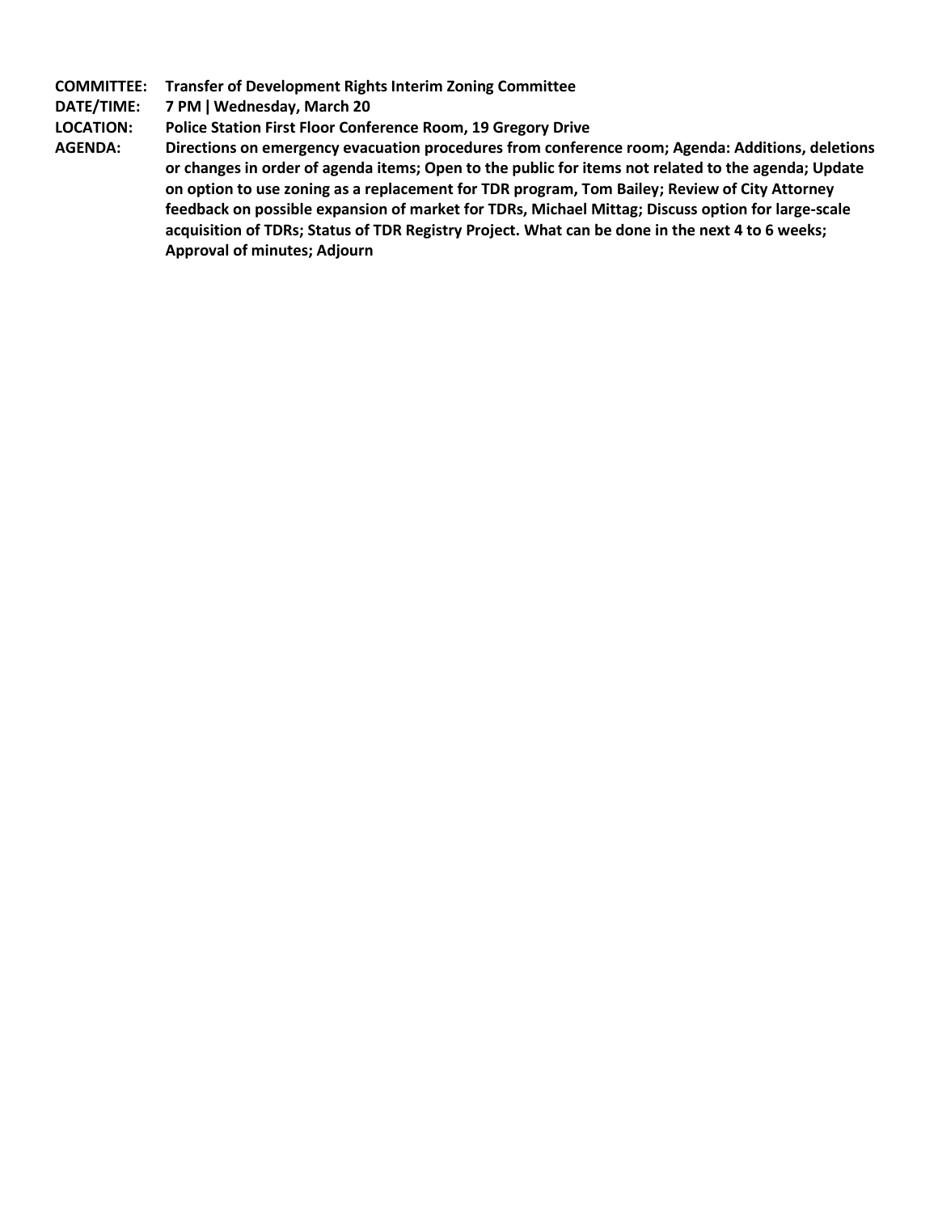**COMMITTEE:** **Transfer of Development Rights Interim Zoning Committee**

**DATE/TIME:** **7 PM | Wednesday, March 20**

**LOCATION:** **Police Station First Floor Conference Room, 19 Gregory Drive**

**AGENDA:** **Directions on emergency evacuation procedures from conference room; Agenda: Additions, deletions or changes in order of agenda items; Open to the public for items not related to the agenda; Update on option to use zoning as a replacement for TDR program, Tom Bailey; Review of City Attorney feedback on possible expansion of market for TDRs, Michael Mittag; Discuss option for large-scale acquisition of TDRs; Status of TDR Registry Project. What can be done in the next 4 to 6 weeks; Approval of minutes; Adjourn**